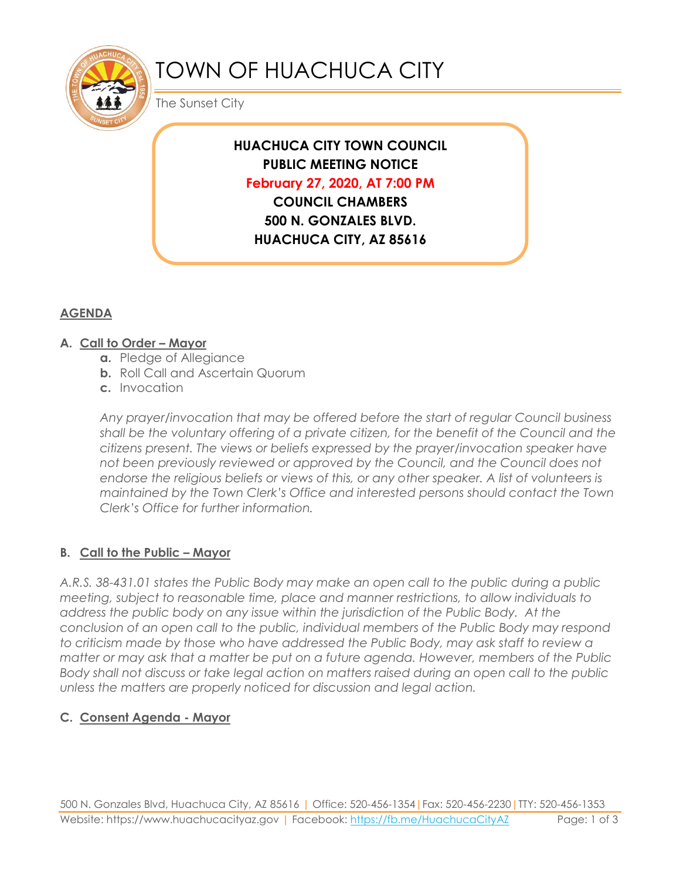# TOWN OF HUACHUCA CITY

The Sunset City

**HUACHUCA CITY TOWN COUNCIL**
**PUBLIC MEETING NOTICE**
**February 27, 2020, AT 7:00 PM**
**COUNCIL CHAMBERS**
**500 N. GONZALES BLVD.**
**HUACHUCA CITY, AZ 85616**

## AGENDA

### A. Call to Order – Mayor

- **a.** Pledge of Allegiance
- **b.** Roll Call and Ascertain Quorum
- **c.** Invocation

*Any prayer/invocation that may be offered before the start of regular Council business shall be the voluntary offering of a private citizen, for the benefit of the Council and the citizens present. The views or beliefs expressed by the prayer/invocation speaker have not been previously reviewed or approved by the Council, and the Council does not endorse the religious beliefs or views of this, or any other speaker. A list of volunteers is maintained by the Town Clerk's Office and interested persons should contact the Town Clerk's Office for further information.*

### B. Call to the Public – Mayor

*A.R.S. 38-431.01 states the Public Body may make an open call to the public during a public meeting, subject to reasonable time, place and manner restrictions, to allow individuals to address the public body on any issue within the jurisdiction of the Public Body. At the conclusion of an open call to the public, individual members of the Public Body may respond to criticism made by those who have addressed the Public Body, may ask staff to review a matter or may ask that a matter be put on a future agenda. However, members of the Public Body shall not discuss or take legal action on matters raised during an open call to the public unless the matters are properly noticed for discussion and legal action.*

### C. Consent Agenda - Mayor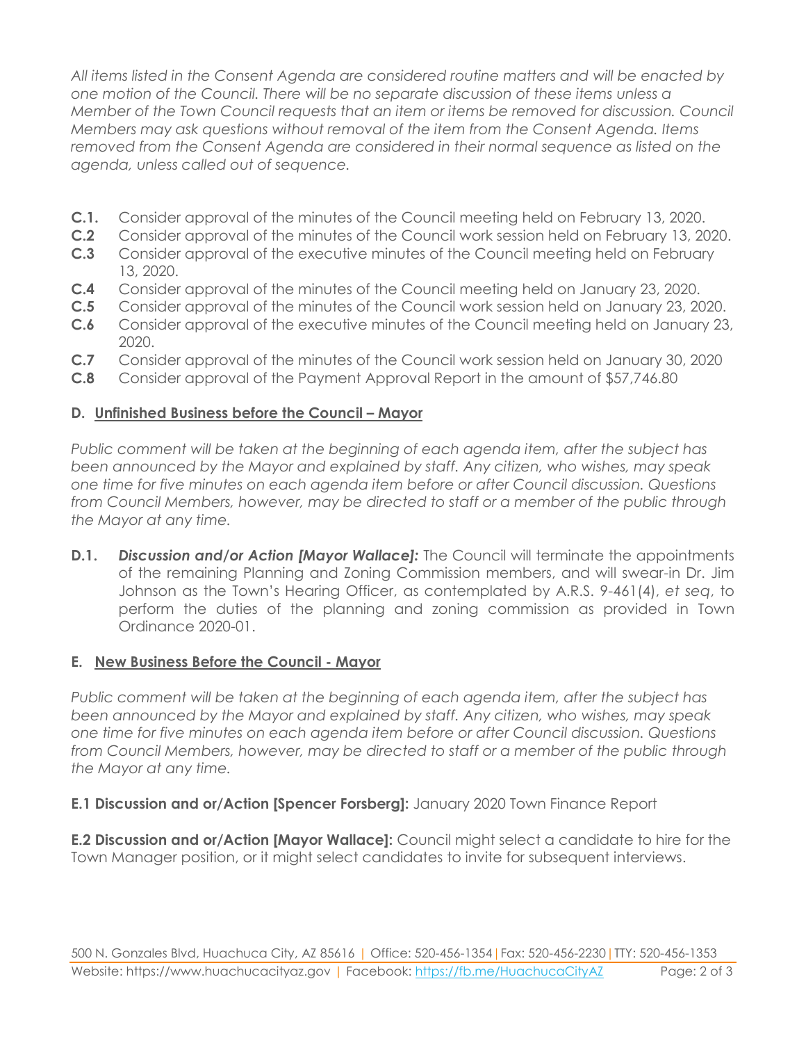*All items listed in the Consent Agenda are considered routine matters and will be enacted by one motion of the Council. There will be no separate discussion of these items unless a Member of the Town Council requests that an item or items be removed for discussion. Council Members may ask questions without removal of the item from the Consent Agenda. Items removed from the Consent Agenda are considered in their normal sequence as listed on the agenda, unless called out of sequence.*

- **C.1.** Consider approval of the minutes of the Council meeting held on February 13, 2020.
- **C.2** Consider approval of the minutes of the Council work session held on February 13, 2020.
- **C.3** Consider approval of the executive minutes of the Council meeting held on February 13, 2020.
- **C.4** Consider approval of the minutes of the Council meeting held on January 23, 2020.
- **C.5** Consider approval of the minutes of the Council work session held on January 23, 2020.
- **C.6** Consider approval of the executive minutes of the Council meeting held on January 23, 2020.
- **C.7** Consider approval of the minutes of the Council work session held on January 30, 2020
- **C.8** Consider approval of the Payment Approval Report in the amount of $57,746.80

## D. Unfinished Business before the Council – Mayor

*Public comment will be taken at the beginning of each agenda item, after the subject has been announced by the Mayor and explained by staff. Any citizen, who wishes, may speak one time for five minutes on each agenda item before or after Council discussion. Questions from Council Members, however, may be directed to staff or a member of the public through the Mayor at any time.*

**D.1.** ***Discussion and/or Action [Mayor Wallace]:*** The Council will terminate the appointments of the remaining Planning and Zoning Commission members, and will swear-in Dr. Jim Johnson as the Town's Hearing Officer, as contemplated by A.R.S. 9-461(4), *et seq*, to perform the duties of the planning and zoning commission as provided in Town Ordinance 2020-01.

## E. New Business Before the Council - Mayor

*Public comment will be taken at the beginning of each agenda item, after the subject has been announced by the Mayor and explained by staff. Any citizen, who wishes, may speak one time for five minutes on each agenda item before or after Council discussion. Questions from Council Members, however, may be directed to staff or a member of the public through the Mayor at any time.*

**E.1 Discussion and or/Action [Spencer Forsberg]:** January 2020 Town Finance Report

**E.2 Discussion and or/Action [Mayor Wallace]:** Council might select a candidate to hire for the Town Manager position, or it might select candidates to invite for subsequent interviews.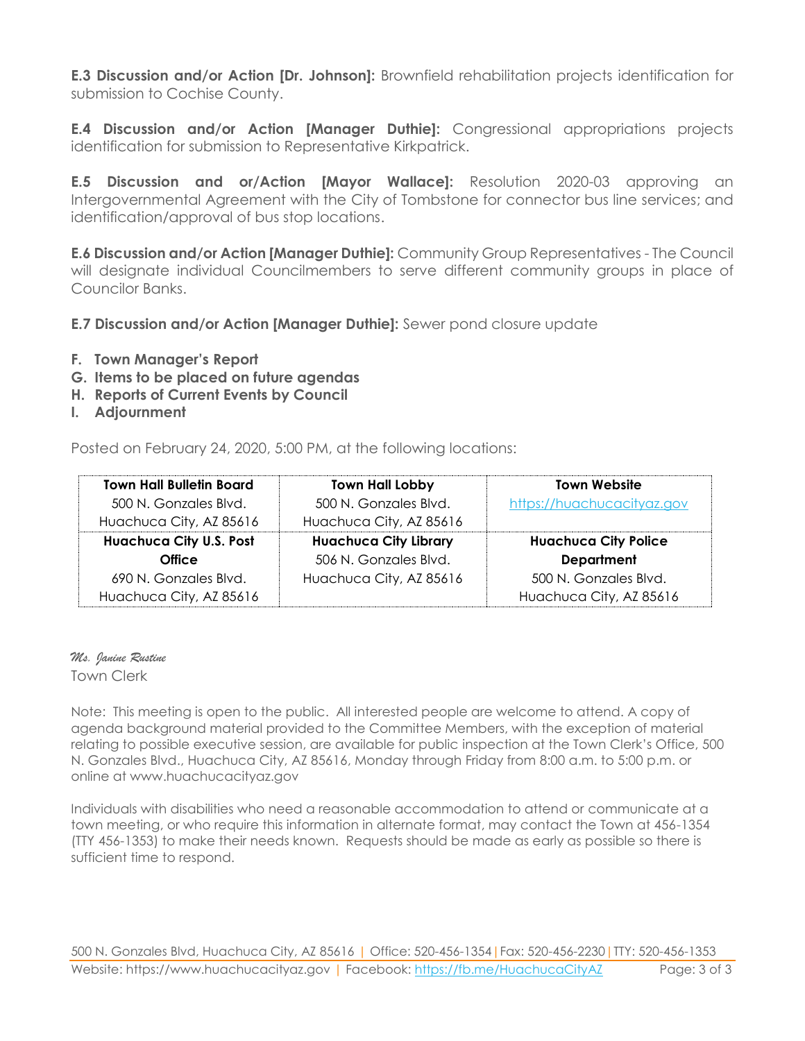**E.3 Discussion and/or Action [Dr. Johnson]:** Brownfield rehabilitation projects identification for submission to Cochise County.

**E.4 Discussion and/or Action [Manager Duthie]:** Congressional appropriations projects identification for submission to Representative Kirkpatrick.

**E.5 Discussion and or/Action [Mayor Wallace]:** Resolution 2020-03 approving an Intergovernmental Agreement with the City of Tombstone for connector bus line services; and identification/approval of bus stop locations.

**E.6 Discussion and/or Action [Manager Duthie]:** Community Group Representatives - The Council will designate individual Councilmembers to serve different community groups in place of Councilor Banks.

**E.7 Discussion and/or Action [Manager Duthie]:** Sewer pond closure update

- **F. Town Manager's Report**
- **G. Items to be placed on future agendas**
- **H. Reports of Current Events by Council**
- **I. Adjournment**

Posted on February 24, 2020, 5:00 PM, at the following locations:

| | | |
|---|---|---|
| **Town Hall Bulletin Board**<br>500 N. Gonzales Blvd.<br>Huachuca City, AZ 85616 | **Town Hall Lobby**<br>500 N. Gonzales Blvd.<br>Huachuca City, AZ 85616 | **Town Website**<br>https://huachucacityaz.gov |
| **Huachuca City U.S. Post Office**<br>690 N. Gonzales Blvd.<br>Huachuca City, AZ 85616 | **Huachuca City Library**<br>506 N. Gonzales Blvd.<br>Huachuca City, AZ 85616 | **Huachuca City Police Department**<br>500 N. Gonzales Blvd.<br>Huachuca City, AZ 85616 |

*Ms. Janine Rustine*
Town Clerk

Note: This meeting is open to the public. All interested people are welcome to attend. A copy of agenda background material provided to the Committee Members, with the exception of material relating to possible executive session, are available for public inspection at the Town Clerk's Office, 500 N. Gonzales Blvd., Huachuca City, AZ 85616, Monday through Friday from 8:00 a.m. to 5:00 p.m. or online at www.huachucacityaz.gov

Individuals with disabilities who need a reasonable accommodation to attend or communicate at a town meeting, or who require this information in alternate format, may contact the Town at 456-1354 (TTY 456-1353) to make their needs known. Requests should be made as early as possible so there is sufficient time to respond.